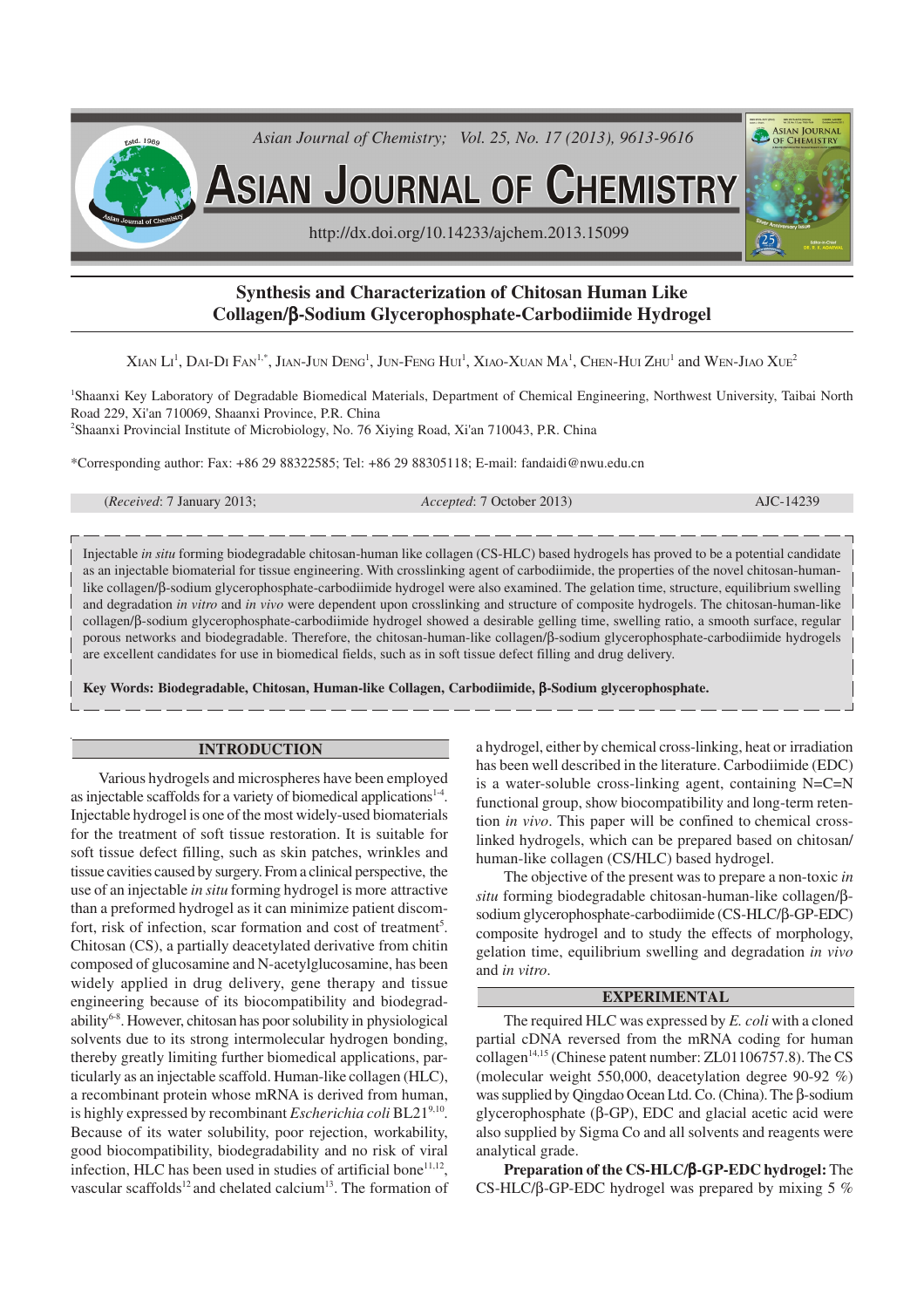# Synthesis and Characterization of Chitosan Human Like Collagen/β-Sodium Glycerophosphate-Carbodiimide Hydrogel

Xian Li[1], Dai-Di Fan[1,*], Jian-Jun Deng[1], Jun-Feng Hui[1], Xiao-Xuan Ma[1], Chen-Hui Zhu[1] and Wen-Jiao Xue[2]

[1]Shaanxi Key Laboratory of Degradable Biomedical Materials, Department of Chemical Engineering, Northwest University, Taibai North Road 229, Xi'an 710069, Shaanxi Province, P.R. China

[2]Shaanxi Provincial Institute of Microbiology, No. 76 Xiying Road, Xi'an 710043, P.R. China

*Corresponding author: Fax: +86 29 88322585; Tel: +86 29 88305118; E-mail: fandaidi@nwu.edu.cn

(*Received*: 7 January 2013; *Accepted*: 7 October 2013) AJC-14239

Injectable *in situ* forming biodegradable chitosan-human like collagen (CS-HLC) based hydrogels has proved to be a potential candidate as an injectable biomaterial for tissue engineering. With crosslinking agent of carbodiimide, the properties of the novel chitosan-human-like collagen/β-sodium glycerophosphate-carbodiimide hydrogel were also examined. The gelation time, structure, equilibrium swelling and degradation *in vitro* and *in vivo* were dependent upon crosslinking and structure of composite hydrogels. The chitosan-human-like collagen/β-sodium glycerophosphate-carbodiimide hydrogel showed a desirable gelling time, swelling ratio, a smooth surface, regular porous networks and biodegradable. Therefore, the chitosan-human-like collagen/β-sodium glycerophosphate-carbodiimide hydrogels are excellent candidates for use in biomedical fields, such as in soft tissue defect filling and drug delivery.

**Key Words: Biodegradable, Chitosan, Human-like Collagen, Carbodiimide, β-Sodium glycerophosphate.**

## INTRODUCTION

Various hydrogels and microspheres have been employed as injectable scaffolds for a variety of biomedical applications[1-4]. Injectable hydrogel is one of the most widely-used biomaterials for the treatment of soft tissue restoration. It is suitable for soft tissue defect filling, such as skin patches, wrinkles and tissue cavities caused by surgery. From a clinical perspective, the use of an injectable *in situ* forming hydrogel is more attractive than a preformed hydrogel as it can minimize patient discomfort, risk of infection, scar formation and cost of treatment[5]. Chitosan (CS), a partially deacetylated derivative from chitin composed of glucosamine and N-acetylglucosamine, has been widely applied in drug delivery, gene therapy and tissue engineering because of its biocompatibility and biodegradability[6-8]. However, chitosan has poor solubility in physiological solvents due to its strong intermolecular hydrogen bonding, thereby greatly limiting further biomedical applications, particularly as an injectable scaffold. Human-like collagen (HLC), a recombinant protein whose mRNA is derived from human, is highly expressed by recombinant *Escherichia coli* BL21[9,10]. Because of its water solubility, poor rejection, workability, good biocompatibility, biodegradability and no risk of viral infection, HLC has been used in studies of artificial bone[11,12], vascular scaffolds[12] and chelated calcium[13]. The formation of a hydrogel, either by chemical cross-linking, heat or irradiation has been well described in the literature. Carbodiimide (EDC) is a water-soluble cross-linking agent, containing N=C=N functional group, show biocompatibility and long-term retention *in vivo*. This paper will be confined to chemical cross-linked hydrogels, which can be prepared based on chitosan/human-like collagen (CS/HLC) based hydrogel.

The objective of the present was to prepare a non-toxic *in situ* forming biodegradable chitosan-human-like collagen/β-sodium glycerophosphate-carbodiimide (CS-HLC/β-GP-EDC) composite hydrogel and to study the effects of morphology, gelation time, equilibrium swelling and degradation *in vivo* and *in vitro*.

## EXPERIMENTAL

The required HLC was expressed by *E. coli* with a cloned partial cDNA reversed from the mRNA coding for human collagen[14,15] (Chinese patent number: ZL01106757.8). The CS (molecular weight 550,000, deacetylation degree 90-92 %) was supplied by Qingdao Ocean Ltd. Co. (China). The β-sodium glycerophosphate (β-GP), EDC and glacial acetic acid were also supplied by Sigma Co and all solvents and reagents were analytical grade.

**Preparation of the CS-HLC/β-GP-EDC hydrogel:** The CS-HLC/β-GP-EDC hydrogel was prepared by mixing 5 %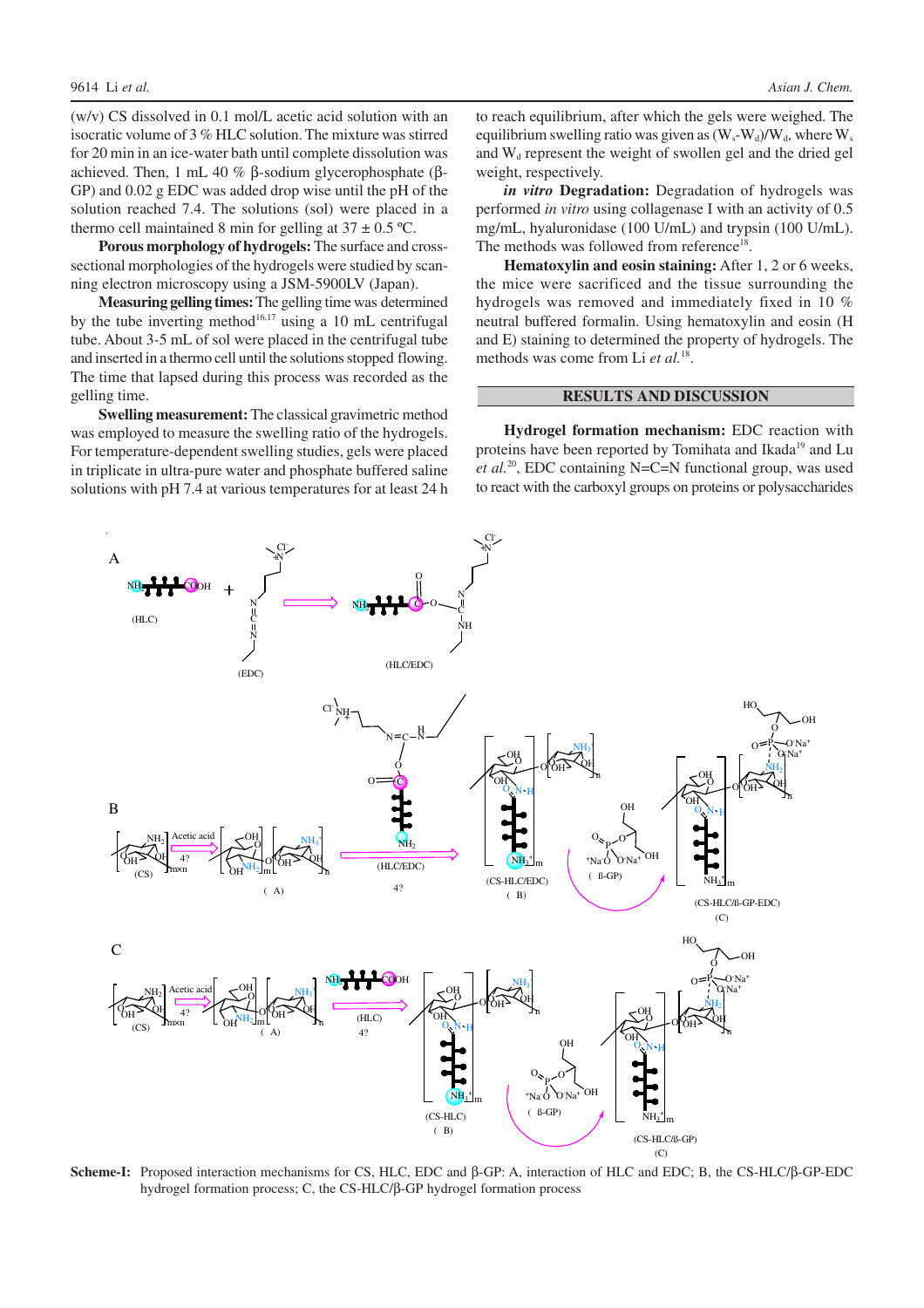(w/v) CS dissolved in 0.1 mol/L acetic acid solution with an isocratic volume of 3 % HLC solution. The mixture was stirred for 20 min in an ice-water bath until complete dissolution was achieved. Then, 1 mL 40 % β-sodium glycerophosphate (β-GP) and 0.02 g EDC was added drop wise until the pH of the solution reached 7.4. The solutions (sol) were placed in a thermo cell maintained 8 min for gelling at 37 ± 0.5 ºC.

**Porous morphology of hydrogels:** The surface and cross-sectional morphologies of the hydrogels were studied by scanning electron microscopy using a JSM-5900LV (Japan).

**Measuring gelling times:** The gelling time was determined by the tube inverting method[16,17] using a 10 mL centrifugal tube. About 3-5 mL of sol were placed in the centrifugal tube and inserted in a thermo cell until the solutions stopped flowing. The time that lapsed during this process was recorded as the gelling time.

**Swelling measurement:** The classical gravimetric method was employed to measure the swelling ratio of the hydrogels. For temperature-dependent swelling studies, gels were placed in triplicate in ultra-pure water and phosphate buffered saline solutions with pH 7.4 at various temperatures for at least 24 h to reach equilibrium, after which the gels were weighed. The equilibrium swelling ratio was given as $(W_s-W_d)/W_d$, where $W_s$ and $W_d$ represent the weight of swollen gel and the dried gel weight, respectively.

***in vitro* Degradation:** Degradation of hydrogels was performed *in vitro* using collagenase I with an activity of 0.5 mg/mL, hyaluronidase (100 U/mL) and trypsin (100 U/mL). The methods was followed from reference[18].

**Hematoxylin and eosin staining:** After 1, 2 or 6 weeks, the mice were sacrificed and the tissue surrounding the hydrogels was removed and immediately fixed in 10 % neutral buffered formalin. Using hematoxylin and eosin (H and E) staining to determined the property of hydrogels. The methods was come from Li *et al.*[18].

## RESULTS AND DISCUSSION

**Hydrogel formation mechanism:** EDC reaction with proteins have been reported by Tomihata and Ikada[19] and Lu *et al.*[20], EDC containing N=C=N functional group, was used to react with the carboxyl groups on proteins or polysaccharides

**Scheme-I:** Proposed interaction mechanisms for CS, HLC, EDC and β-GP: A, interaction of HLC and EDC; B, the CS-HLC/β-GP-EDC hydrogel formation process; C, the CS-HLC/β-GP hydrogel formation process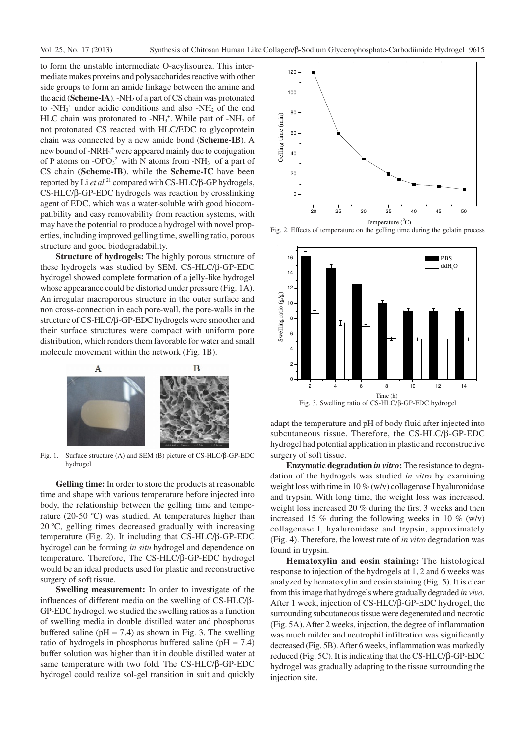to form the unstable intermediate O-acylisourea. This intermediate makes proteins and polysaccharides reactive with other side groups to form an amide linkage between the amine and the acid (**Scheme-IA**). $-NH_2$ of a part of CS chain was protonated to $-NH_3^+$ under acidic conditions and also $-NH_2$ of the end HLC chain was protonated to $-NH_3^+$. While part of $-NH_2$ of not protonated CS reacted with HLC/EDC to glycoprotein chain was connected by a new amide bond (**Scheme-IB**). A new bound of $-NRH_2^+$ were appeared mainly due to conjugation of P atoms on $-OPO_3^{2-}$ with N atoms from $-NH_3^+$ of a part of CS chain (**Scheme-IB**). while the **Scheme-IC** have been reported by Li *et al.*[21] compared with CS-HLC/β-GP hydrogels, CS-HLC/β-GP-EDC hydrogels was reaction by crosslinking agent of EDC, which was a water-soluble with good biocompatibility and easy removability from reaction systems, with may have the potential to produce a hydrogel with novel properties, including improved gelling time, swelling ratio, porous structure and good biodegradability.

**Structure of hydrogels:** The highly porous structure of these hydrogels was studied by SEM. CS-HLC/β-GP-EDC hydrogel showed complete formation of a jelly-like hydrogel whose appearance could be distorted under pressure (Fig. 1A). An irregular macroporous structure in the outer surface and non cross-connection in each pore-wall, the pore-walls in the structure of CS-HLC/β-GP-EDC hydrogels were smoother and their surface structures were compact with uniform pore distribution, which renders them favorable for water and small molecule movement within the network (Fig. 1B).

Fig. 1. Surface structure (A) and SEM (B) picture of CS-HLC/β-GP-EDC hydrogel

**Gelling time:** In order to store the products at reasonable time and shape with various temperature before injected into body, the relationship between the gelling time and temperature (20-50 ºC) was studied. At temperatures higher than 20 ºC, gelling times decreased gradually with increasing temperature (Fig. 2). It including that CS-HLC/β-GP-EDC hydrogel can be forming *in situ* hydrogel and dependence on temperature. Therefore, The CS-HLC/β-GP-EDC hydrogel would be an ideal products used for plastic and reconstructive surgery of soft tissue.

**Swelling measurement:** In order to investigate of the influences of different media on the swelling of CS-HLC/β-GP-EDC hydrogel, we studied the swelling ratios as a function of swelling media in double distilled water and phosphorus buffered saline (pH = 7.4) as shown in Fig. 3. The swelling ratio of hydrogels in phosphorus buffered saline (pH = 7.4) buffer solution was higher than it in double distilled water at same temperature with two fold. The CS-HLC/β-GP-EDC hydrogel could realize sol-gel transition in suit and quickly adapt the temperature and pH of body fluid after injected into subcutaneous tissue. Therefore, the CS-HLC/β-GP-EDC hydrogel had potential application in plastic and reconstructive surgery of soft tissue.

Fig. 2. Effects of temperature on the gelling time during the gelatin process

Fig. 3. Swelling ratio of CS-HLC/β-GP-EDC hydrogel

**Enzymatic degradation *in vitro*:** The resistance to degradation of the hydrogels was studied *in vitro* by examining weight loss with time in 10 % (w/v) collagenase I hyaluronidase and trypsin. With long time, the weight loss was increased. weight loss increased 20 % during the first 3 weeks and then increased 15 % during the following weeks in 10 % (w/v) collagenase I, hyaluronidase and trypsin, approximately (Fig. 4). Therefore, the lowest rate of *in vitro* degradation was found in trypsin.

**Hematoxylin and eosin staining:** The histological response to injection of the hydrogels at 1, 2 and 6 weeks was analyzed by hematoxylin and eosin staining (Fig. 5). It is clear from this image that hydrogels where gradually degraded *in vivo*. After 1 week, injection of CS-HLC/β-GP-EDC hydrogel, the surrounding subcutaneous tissue were degenerated and necrotic (Fig. 5A). After 2 weeks, injection, the degree of inflammation was much milder and neutrophil infiltration was significantly decreased (Fig. 5B). After 6 weeks, inflammation was markedly reduced (Fig. 5C). It is indicating that the CS-HLC/β-GP-EDC hydrogel was gradually adapting to the tissue surrounding the injection site.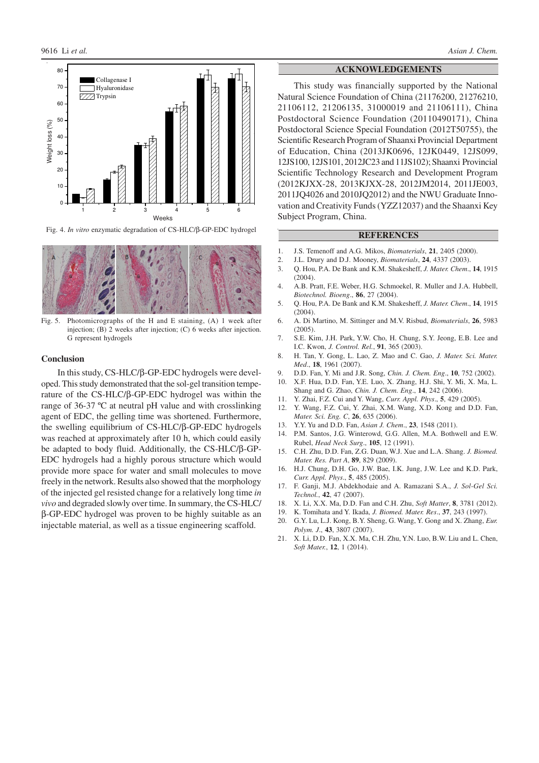80
70
60
50
40
30
20
10
0
Weight loss (%)
1
2
3
4
5
6
Weeks
Collagenase I
Hyaluronidase
Trypsin

Fig. 4. *In vitro* enzymatic degradation of CS-HLC/β-GP-EDC hydrogel

A
B
C

Fig. 5. Photomicrographs of the H and E staining, (A) 1 week after injection; (B) 2 weeks after injection; (C) 6 weeks after injection. G represent hydrogels

## Conclusion

In this study, CS-HLC/β-GP-EDC hydrogels were developed. This study demonstrated that the sol-gel transition temperature of the CS-HLC/β-GP-EDC hydrogel was within the range of 36-37 ºC at neutral pH value and with crosslinking agent of EDC, the gelling time was shortened. Furthermore, the swelling equilibrium of CS-HLC/β-GP-EDC hydrogels was reached at approximately after 10 h, which could easily be adapted to body fluid. Additionally, the CS-HLC/β-GP-EDC hydrogels had a highly porous structure which would provide more space for water and small molecules to move freely in the network. Results also showed that the morphology of the injected gel resisted change for a relatively long time *in vivo* and degraded slowly over time. In summary, the CS-HLC/β-GP-EDC hydrogel was proven to be highly suitable as an injectable material, as well as a tissue engineering scaffold.

## ACKNOWLEDGEMENTS

This study was financially supported by the National Natural Science Foundation of China (21176200, 21276210, 21106112, 21206135, 31000019 and 21106111), China Postdoctoral Science Foundation (20110490171), China Postdoctoral Science Special Foundation (2012T50755), the Scientific Research Program of Shaanxi Provincial Department of Education, China (2013JK0696, 12JK0449, 12JS099, 12JS100, 12JS101, 2012JC23 and 11JS102); Shaanxi Provincial Scientific Technology Research and Development Program (2012KJXX-28, 2013KJXX-28, 2012JM2014, 2011JE003, 2011JQ4026 and 2010JQ2012) and the NWU Graduate Innovation and Creativity Funds (YZZ12037) and the Shaanxi Key Subject Program, China.

## REFERENCES

1. J.S. Temenoff and A.G. Mikos, *Biomaterials*, **21**, 2405 (2000).
2. J.L. Drury and D.J. Mooney, *Biomaterials*, **24**, 4337 (2003).
3. Q. Hou, P.A. De Bank and K.M. Shakesheff, *J. Mater. Chem*., **14**, 1915 (2004).
4. A.B. Pratt, F.E. Weber, H.G. Schmoekel, R. Muller and J.A. Hubbell, *Biotechnol. Bioeng*., **86**, 27 (2004).
5. Q. Hou, P.A. De Bank and K.M. Shakesheff, *J. Mater. Chem*., **14**, 1915 (2004).
6. A. Di Martino, M. Sittinger and M.V. Risbud, *Biomaterials*, **26**, 5983 (2005).
7. S.E. Kim, J.H. Park, Y.W. Cho, H. Chung, S.Y. Jeong, E.B. Lee and I.C. Kwon, *J. Control. Rel.*, **91**, 365 (2003).
8. H. Tan, Y. Gong, L. Lao, Z. Mao and C. Gao, *J. Mater. Sci. Mater. Med*., **18**, 1961 (2007).
9. D.D. Fan, Y. Mi and J.R. Song, *Chin. J. Chem. Eng*., **10**, 752 (2002).
10. X.F. Hua, D.D. Fan, Y.E. Luo, X. Zhang, H.J. Shi, Y. Mi, X. Ma, L. Shang and G. Zhao, *Chin. J. Chem. Eng*., **14**, 242 (2006).
11. Y. Zhai, F.Z. Cui and Y. Wang, *Curr. Appl. Phys*., **5**, 429 (2005).
12. Y. Wang, F.Z. Cui, Y. Zhai, X.M. Wang, X.D. Kong and D.D. Fan, *Mater. Sci. Eng. C*, **26**, 635 (2006).
13. Y.Y. Yu and D.D. Fan, *Asian J. Chem*., **23**, 1548 (2011).
14. P.M. Santos, J.G. Winterowd, G.G. Allen, M.A. Bothwell and E.W. Rubel, *Head Neck Surg*., **105**, 12 (1991).
15. C.H. Zhu, D.D. Fan, Z.G. Duan, W.J. Xue and L.A. Shang. *J. Biomed. Mater. Res. Part A*, **89**, 829 (2009).
16. H.J. Chung, D.H. Go, J.W. Bae, I.K. Jung, J.W. Lee and K.D. Park, *Curr. Appl. Phys*., **5**, 485 (2005).
17. F. Ganji, M.J. Abdekhodaie and A. Ramazani S.A., *J. Sol-Gel Sci. Technol.*, **42**, 47 (2007).
18. X. Li, X.X. Ma, D.D. Fan and C.H. Zhu, *Soft Matter*, **8**, 3781 (2012).
19. K. Tomihata and Y. Ikada, *J. Biomed. Mater. Res*., **37**, 243 (1997).
20. G.Y. Lu, L.J. Kong, B.Y. Sheng, G. Wang, Y. Gong and X. Zhang, *Eur. Polym. J*., **43**, 3807 (2007).
21. X. Li, D.D. Fan, X.X. Ma, C.H. Zhu, Y.N. Luo, B.W. Liu and L. Chen, *Soft Mater.*, **12**, 1 (2014).